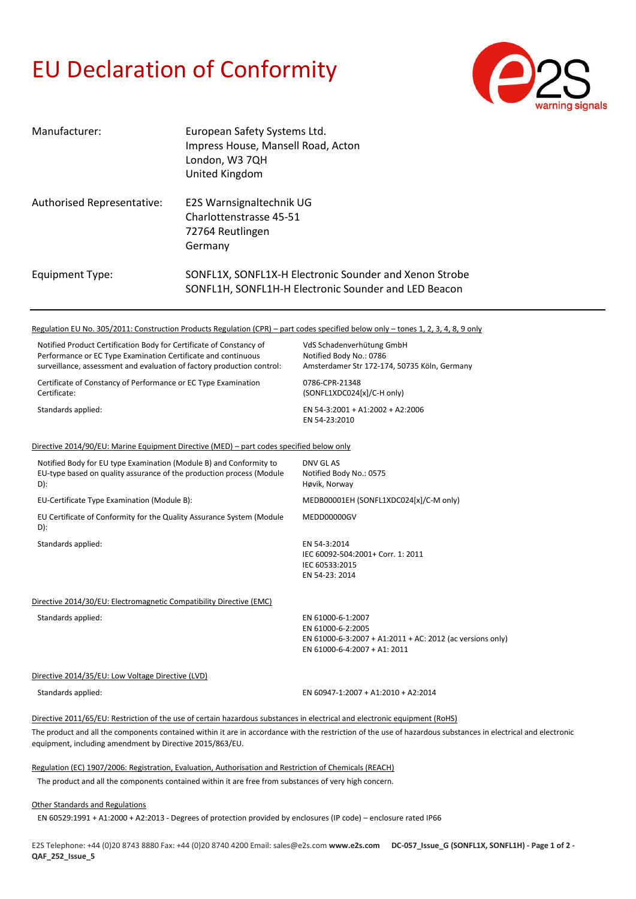# EU Declaration of Conformity

| | |
|---|---|
| Manufacturer: | European Safety Systems Ltd.<br>Impress House, Mansell Road, Acton<br>London, W3 7QH<br>United Kingdom |
| Authorised Representative: | E2S Warnsignaltechnik UG<br>Charlottenstrasse 45-51<br>72764 Reutlingen<br>Germany |
| Equipment Type: | SONFL1X, SONFL1X-H Electronic Sounder and Xenon Strobe<br>SONFL1H, SONFL1H-H Electronic Sounder and LED Beacon |

---

Regulation EU No. 305/2011: Construction Products Regulation (CPR) – part codes specified below only – tones 1, 2, 3, 4, 8, 9 only

| | |
|---|---|
| Notified Product Certification Body for Certificate of Constancy of Performance or EC Type Examination Certificate and continuous surveillance, assessment and evaluation of factory production control: | VdS Schadenverhütung GmbH<br>Notified Body No.: 0786<br>Amsterdamer Str 172-174, 50735 Köln, Germany |
| Certificate of Constancy of Performance or EC Type Examination Certificate: | 0786-CPR-21348<br>(SONFL1XDC024[x]/C-H only) |
| Standards applied: | EN 54-3:2001 + A1:2002 + A2:2006<br>EN 54-23:2010 |

Directive 2014/90/EU: Marine Equipment Directive (MED) – part codes specified below only

| | |
|---|---|
| Notified Body for EU type Examination (Module B) and Conformity to EU-type based on quality assurance of the production process (Module D): | DNV GL AS<br>Notified Body No.: 0575<br>Høvik, Norway |
| EU-Certificate Type Examination (Module B): | MEDB00001EH (SONFL1XDC024[x]/C-M only) |
| EU Certificate of Conformity for the Quality Assurance System (Module D): | MEDD00000GV |
| Standards applied: | EN 54-3:2014<br>IEC 60092-504:2001+ Corr. 1: 2011<br>IEC 60533:2015<br>EN 54-23: 2014 |

Directive 2014/30/EU: Electromagnetic Compatibility Directive (EMC)

| | |
|---|---|
| Standards applied: | EN 61000-6-1:2007<br>EN 61000-6-2:2005<br>EN 61000-6-3:2007 + A1:2011 + AC: 2012 (ac versions only)<br>EN 61000-6-4:2007 + A1: 2011 |

Directive 2014/35/EU: Low Voltage Directive (LVD)

| | |
|---|---|
| Standards applied: | EN 60947-1:2007 + A1:2010 + A2:2014 |

Directive 2011/65/EU: Restriction of the use of certain hazardous substances in electrical and electronic equipment (RoHS)

The product and all the components contained within it are in accordance with the restriction of the use of hazardous substances in electrical and electronic equipment, including amendment by Directive 2015/863/EU.

Regulation (EC) 1907/2006: Registration, Evaluation, Authorisation and Restriction of Chemicals (REACH)

The product and all the components contained within it are free from substances of very high concern.

Other Standards and Regulations

EN 60529:1991 + A1:2000 + A2:2013 - Degrees of protection provided by enclosures (IP code) – enclosure rated IP66

E2S Telephone: +44 (0)20 8743 8880 Fax: +44 (0)20 8740 4200 Email: sales@e2s.com **www.e2s.com** **DC-057_Issue_G (SONFL1X, SONFL1H)** - **QAF_252_Issue_5**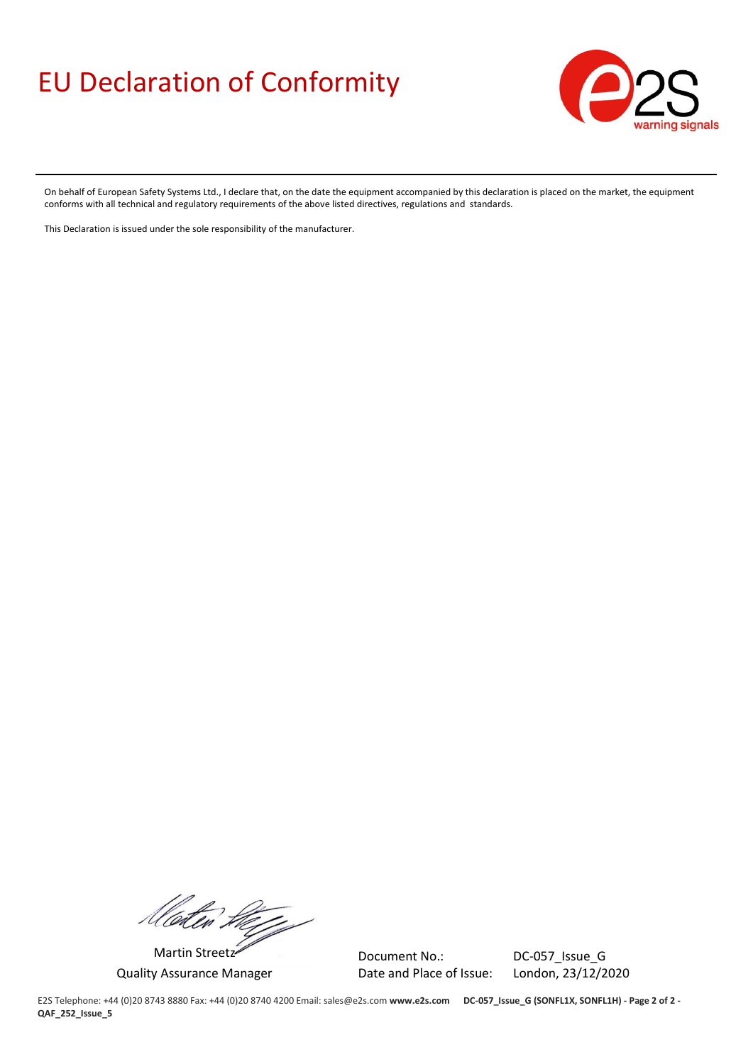# EU Declaration of Conformity

On behalf of European Safety Systems Ltd., I declare that, on the date the equipment accompanied by this declaration is placed on the market, the equipment conforms with all technical and regulatory requirements of the above listed directives, regulations and standards.

This Declaration is issued under the sole responsibility of the manufacturer.

Martin Streetz
Quality Assurance Manager

Document No.: DC-057_Issue_G
Date and Place of Issue: London, 23/12/2020